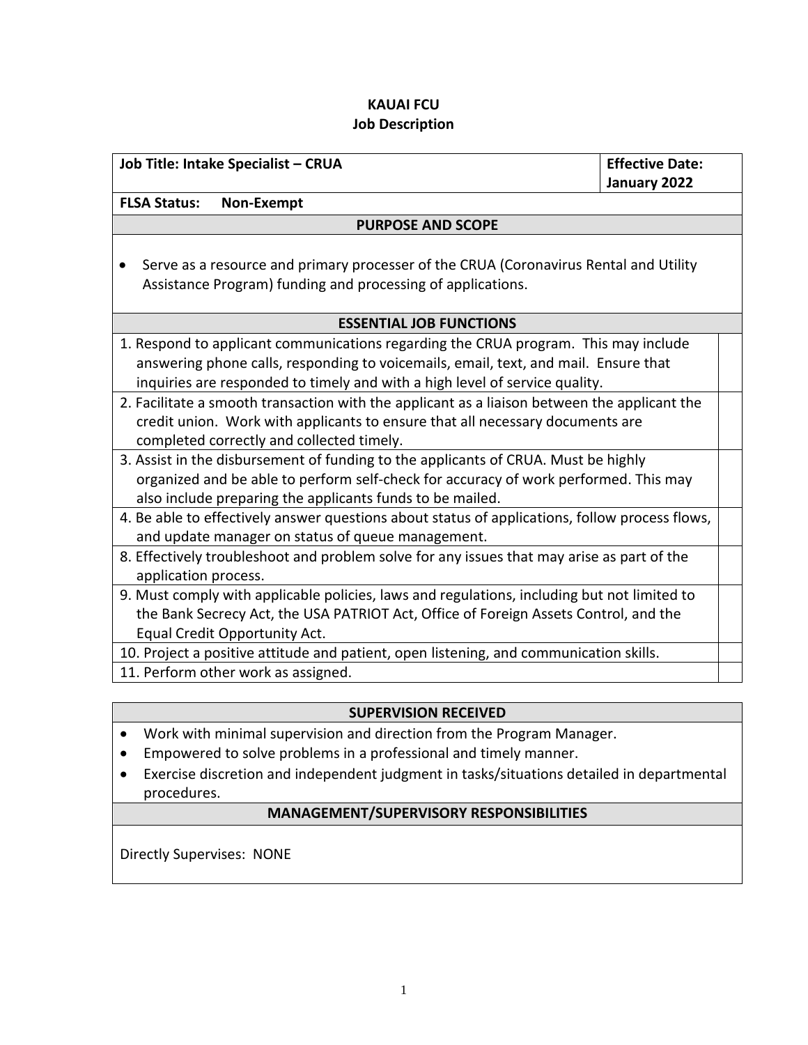**KAUAI FCU**
**Job Description**

| Job Title: Intake Specialist – CRUA | Effective Date: January 2022 |
| --- | --- |
| FLSA Status: Non-Exempt | |

**PURPOSE AND SCOPE**

- Serve as a resource and primary processer of the CRUA (Coronavirus Rental and Utility Assistance Program) funding and processing of applications.

**ESSENTIAL JOB FUNCTIONS**

| | |
| --- | --- |
| 1. Respond to applicant communications regarding the CRUA program. This may include answering phone calls, responding to voicemails, email, text, and mail. Ensure that inquiries are responded to timely and with a high level of service quality. | |
| 2. Facilitate a smooth transaction with the applicant as a liaison between the applicant the credit union. Work with applicants to ensure that all necessary documents are completed correctly and collected timely. | |
| 3. Assist in the disbursement of funding to the applicants of CRUA. Must be highly organized and be able to perform self-check for accuracy of work performed. This may also include preparing the applicants funds to be mailed. | |
| 4. Be able to effectively answer questions about status of applications, follow process flows, and update manager on status of queue management. | |
| 8. Effectively troubleshoot and problem solve for any issues that may arise as part of the application process. | |
| 9. Must comply with applicable policies, laws and regulations, including but not limited to the Bank Secrecy Act, the USA PATRIOT Act, Office of Foreign Assets Control, and the Equal Credit Opportunity Act. | |
| 10. Project a positive attitude and patient, open listening, and communication skills. | |
| 11. Perform other work as assigned. | |

**SUPERVISION RECEIVED**

- Work with minimal supervision and direction from the Program Manager.
- Empowered to solve problems in a professional and timely manner.
- Exercise discretion and independent judgment in tasks/situations detailed in departmental procedures.

**MANAGEMENT/SUPERVISORY RESPONSIBILITIES**

Directly Supervises: NONE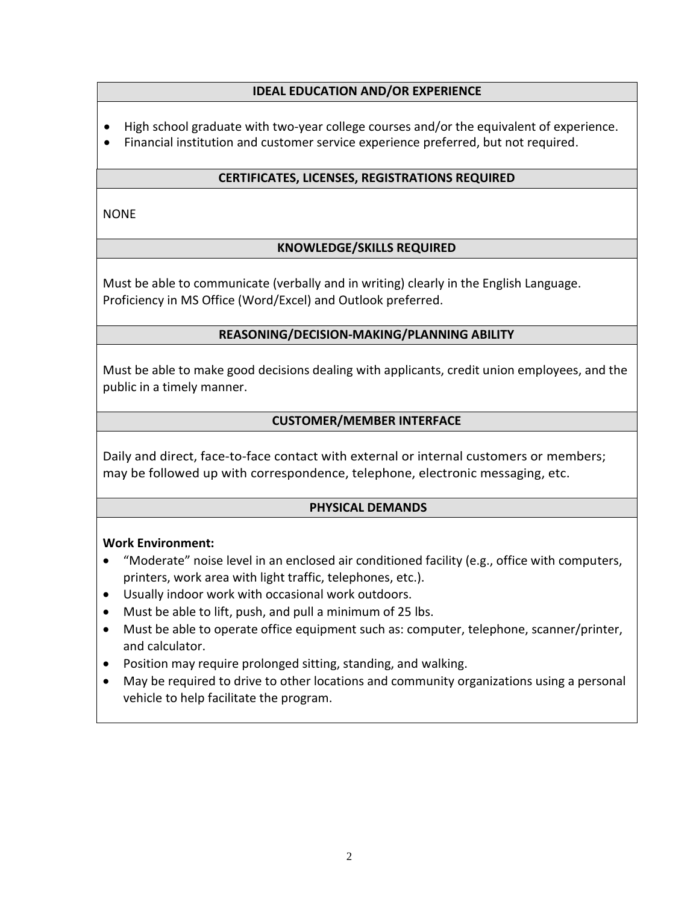## IDEAL EDUCATION AND/OR EXPERIENCE

- High school graduate with two-year college courses and/or the equivalent of experience.
- Financial institution and customer service experience preferred, but not required.

## CERTIFICATES, LICENSES, REGISTRATIONS REQUIRED

NONE

## KNOWLEDGE/SKILLS REQUIRED

Must be able to communicate (verbally and in writing) clearly in the English Language. Proficiency in MS Office (Word/Excel) and Outlook preferred.

## REASONING/DECISION-MAKING/PLANNING ABILITY

Must be able to make good decisions dealing with applicants, credit union employees, and the public in a timely manner.

## CUSTOMER/MEMBER INTERFACE

Daily and direct, face-to-face contact with external or internal customers or members; may be followed up with correspondence, telephone, electronic messaging, etc.

## PHYSICAL DEMANDS

**Work Environment:**

- "Moderate" noise level in an enclosed air conditioned facility (e.g., office with computers, printers, work area with light traffic, telephones, etc.).
- Usually indoor work with occasional work outdoors.
- Must be able to lift, push, and pull a minimum of 25 lbs.
- Must be able to operate office equipment such as: computer, telephone, scanner/printer, and calculator.
- Position may require prolonged sitting, standing, and walking.
- May be required to drive to other locations and community organizations using a personal vehicle to help facilitate the program.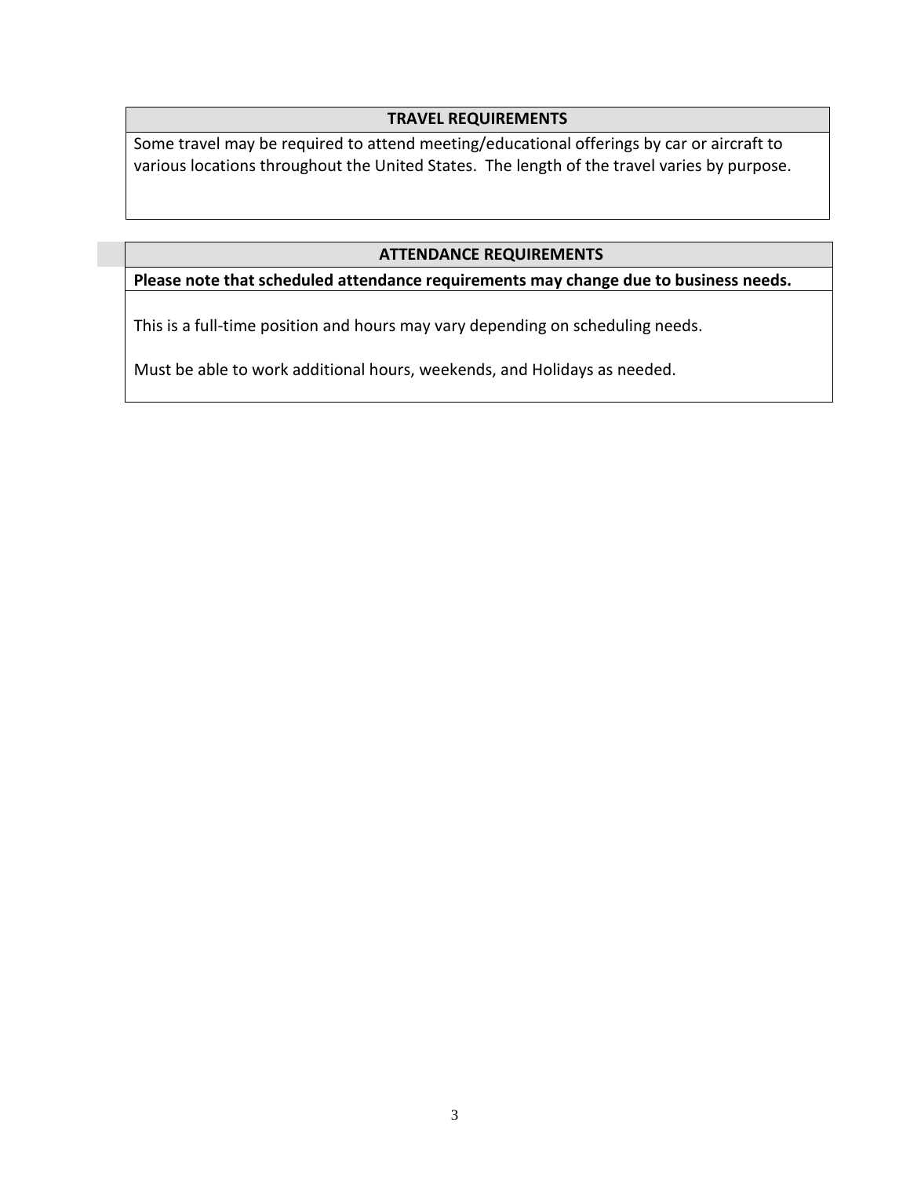## TRAVEL REQUIREMENTS

Some travel may be required to attend meeting/educational offerings by car or aircraft to various locations throughout the United States. The length of the travel varies by purpose.

## ATTENDANCE REQUIREMENTS

**Please note that scheduled attendance requirements may change due to business needs.**

This is a full-time position and hours may vary depending on scheduling needs.

Must be able to work additional hours, weekends, and Holidays as needed.